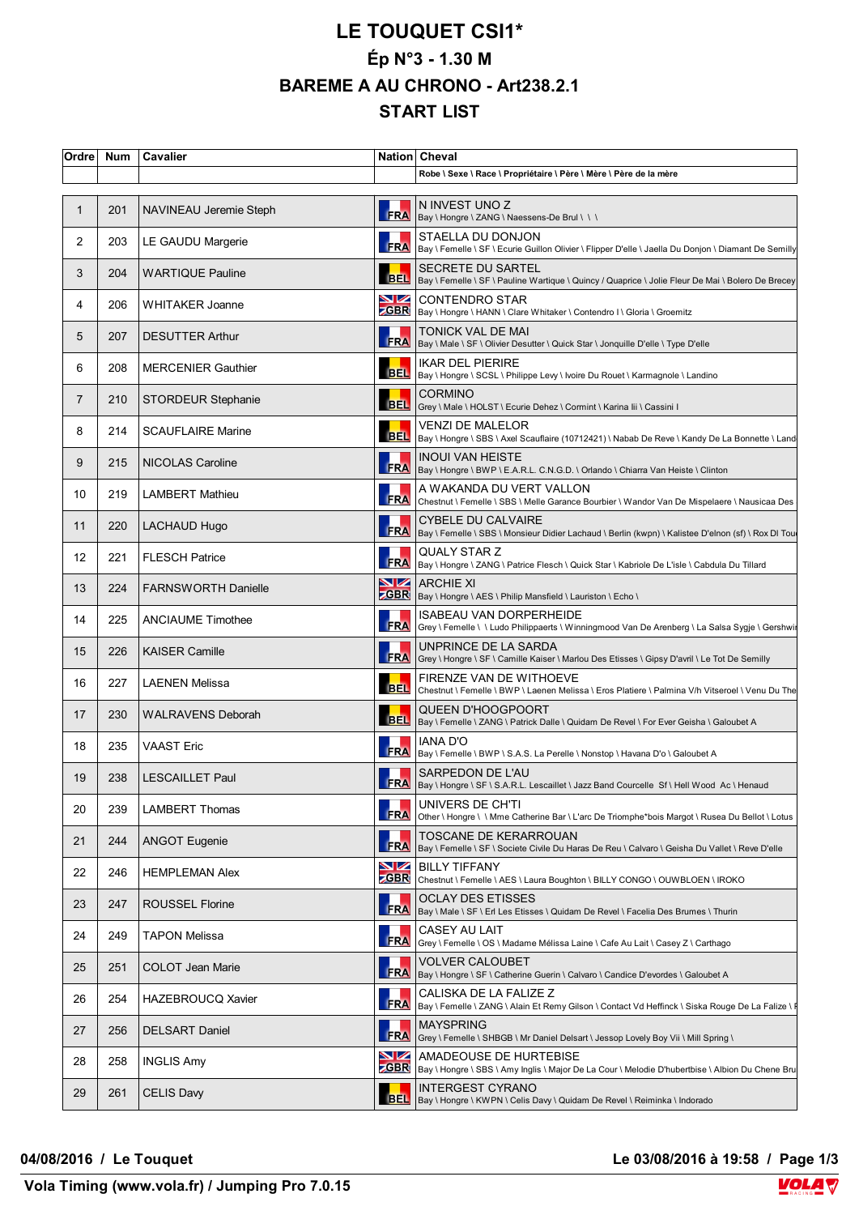# LE TOUQUET CSI1*

## Ép N°3 - 1.30 M

## BAREME A AU CHRONO - Art238.2.1

## START LIST

| Ordre | Num | Cavalier | Nation | Cheval<br>Robe \ Sexe \ Race \ Propriétaire \ Père \ Mère \ Père de la mère |
|---|---|---|---|---|
| 1 | 201 | NAVINEAU Jeremie Steph | FRA | N INVEST UNO Z<br>Bay \ Hongre \ ZANG \ Naessens-De Brul \ \ \ |
| 2 | 203 | LE GAUDU Margerie | FRA | STAELLA DU DONJON<br>Bay \ Femelle \ SF \ Ecurie Guillon Olivier \ Flipper D'elle \ Jaella Du Donjon \ Diamant De Semilly |
| 3 | 204 | WARTIQUE Pauline | BEL | SECRETE DU SARTEL<br>Bay \ Femelle \ SF \ Pauline Wartique \ Quincy / Quaprice \ Jolie Fleur De Mai \ Bolero De Brecey |
| 4 | 206 | WHITAKER Joanne | GBR | CONTENDRO STAR<br>Bay \ Hongre \ HANN \ Clare Whitaker \ Contendro I \ Gloria \ Groemitz |
| 5 | 207 | DESUTTER Arthur | FRA | TONICK VAL DE MAI<br>Bay \ Male \ SF \ Olivier Desutter \ Quick Star \ Jonquille D'elle \ Type D'elle |
| 6 | 208 | MERCENIER Gauthier | BEL | IKAR DEL PIERRE<br>Bay \ Hongre \ SCSL \ Philippe Levy \ Ivoire Du Rouet \ Karmagnole \ Landino |
| 7 | 210 | STORDEUR Stephanie | BEL | CORMINO<br>Grey \ Male \ HOLST \ Ecurie Dehez \ Cormint \ Karina Iii \ Cassini I |
| 8 | 214 | SCAUFLAIRE Marine | BEL | VENZI DE MALELOR<br>Bay \ Hongre \ SBS \ Axel Scauflaire (10712421) \ Nabab De Reve \ Kandy De La Bonnette \ Land |
| 9 | 215 | NICOLAS Caroline | FRA | INOUI VAN HEISTE<br>Bay \ Hongre \ BWP \ E.A.R.L. C.N.G.D. \ Orlando \ Chiarra Van Heiste \ Clinton |
| 10 | 219 | LAMBERT Mathieu | FRA | A WAKANDA DU VERT VALLON<br>Chestnut \ Femelle \ SBS \ Melle Garance Bourbier \ Wandor Van De Mispelaere \ Nausicaa Des |
| 11 | 220 | LACHAUD Hugo | FRA | CYBELE DU CALVAIRE<br>Bay \ Femelle \ SBS \ Monsieur Didier Lachaud \ Berlin (kwpn) \ Kalistee D'elnon (sf) \ Rox Dl Tou |
| 12 | 221 | FLESCH Patrice | FRA | QUALY STAR Z<br>Bay \ Hongre \ ZANG \ Patrice Flesch \ Quick Star \ Kabriole De L'isle \ Cabdula Du Tillard |
| 13 | 224 | FARNSWORTH Danielle | GBR | ARCHIE XI<br>Bay \ Hongre \ AES \ Philip Mansfield \ Lauriston \ Echo \ |
| 14 | 225 | ANCIAUME Timothee | FRA | ISABEAU VAN DORPERHEIDE<br>Grey \ Femelle \ \ Ludo Philippaerts \ Winningmood Van De Arenberg \ La Salsa Sygje \ Gershwi |
| 15 | 226 | KAISER Camille | FRA | UNPRINCE DE LA SARDA<br>Grey \ Hongre \ SF \ Camille Kaiser \ Marlou Des Etisses \ Gipsy D'avril \ Le Tot De Semilly |
| 16 | 227 | LAENEN Melissa | BEL | FIRENZE VAN DE WITHOEVE<br>Chestnut \ Femelle \ BWP \ Laenen Melissa \ Eros Platiere \ Palmina V/h Vitseroel \ Venu Du The |
| 17 | 230 | WALRAVENS Deborah | BEL | QUEEN D'HOOGPOORT<br>Bay \ Femelle \ ZANG \ Patrick Dalle \ Quidam De Revel \ For Ever Geisha \ Galoubet A |
| 18 | 235 | VAAST Eric | FRA | IANA D'O<br>Bay \ Femelle \ BWP \ S.A.S. La Perelle \ Nonstop \ Havana D'o \ Galoubet A |
| 19 | 238 | LESCAILLET Paul | FRA | SARPEDON DE L'AU<br>Bay \ Hongre \ SF \ S.A.R.L. Lescaillet \ Jazz Band Courcelle Sf \ Hell Wood Ac \ Henaud |
| 20 | 239 | LAMBERT Thomas | FRA | UNIVERS DE CH'TI<br>Other \ Hongre \ \ Mme Catherine Bar \ L'arc De Triomphe*bois Margot \ Rusea Du Bellot \ Lotus |
| 21 | 244 | ANGOT Eugenie | FRA | TOSCANE DE KERARROUAN<br>Bay \ Femelle \ SF \ Societe Civile Du Haras De Reu \ Calvaro \ Geisha Du Vallet \ Reve D'elle |
| 22 | 246 | HEMPLEMAN Alex | GBR | BILLY TIFFANY<br>Chestnut \ Femelle \ AES \ Laura Boughton \ BILLY CONGO \ OUWBLOEN \ IROKO |
| 23 | 247 | ROUSSEL Florine | FRA | OCLAY DES ETISSES<br>Bay \ Male \ SF \ Erl Les Etisses \ Quidam De Revel \ Facelia Des Brumes \ Thurin |
| 24 | 249 | TAPON Melissa | FRA | CASEY AU LAIT<br>Grey \ Femelle \ OS \ Madame Mélissa Laine \ Cafe Au Lait \ Casey Z \ Carthago |
| 25 | 251 | COLOT Jean Marie | FRA | VOLVER CALOUBET<br>Bay \ Hongre \ SF \ Catherine Guerin \ Calvaro \ Candice D'evordes \ Galoubet A |
| 26 | 254 | HAZEBROUCQ Xavier | FRA | CALISKA DE LA FALIZE Z<br>Bay \ Femelle \ ZANG \ Alain Et Remy Gilson \ Contact Vd Heffinck \ Siska Rouge De La Falize \ F |
| 27 | 256 | DELSART Daniel | FRA | MAYSPRING<br>Grey \ Femelle \ SHBGB \ Mr Daniel Delsart \ Jessop Lovely Boy Vii \ Mill Spring \ |
| 28 | 258 | INGLIS Amy | GBR | AMADEOUSE DE HURTEBISE<br>Bay \ Hongre \ SBS \ Amy Inglis \ Major De La Cour \ Melodie D'hubertbise \ Albion Du Chene Bru |
| 29 | 261 | CELIS Davy | BEL | INTERGEST CYRANO<br>Bay \ Hongre \ KWPN \ Celis Davy \ Quidam De Revel \ Reiminka \ Indorado |

**04/08/2016 / Le Touquet** — **Le 03/08/2016 à 19:58**

**Vola Timing (www.vola.fr) / Jumping Pro 7.0.15**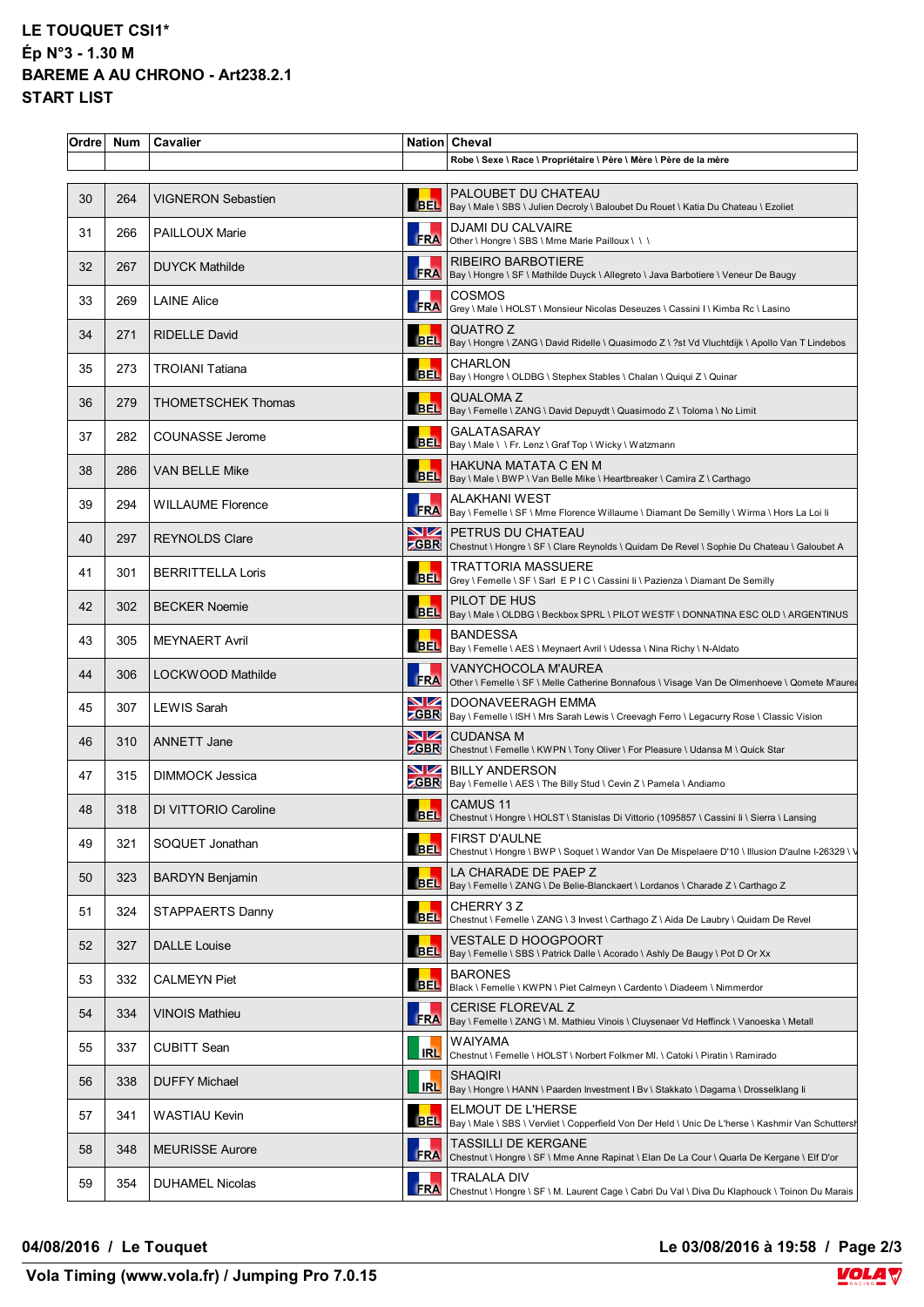**LE TOUQUET CSI1***
**Ép N°3 - 1.30 M**
**BAREME A AU CHRONO - Art238.2.1**
**START LIST**

| Ordre | Num | Cavalier | Nation | Cheval |
|---|---|---|---|---|
| | | | | Robe \ Sexe \ Race \ Propriétaire \ Père \ Mère \ Père de la mère |
| 30 | 264 | VIGNERON Sebastien | BEL | PALOUBET DU CHATEAU<br>Bay \ Male \ SBS \ Julien Decroly \ Baloubet Du Rouet \ Katia Du Chateau \ Ezoliet |
| 31 | 266 | PAILLOUX Marie | FRA | DJAMI DU CALVAIRE<br>Other \ Hongre \ SBS \ Mme Marie Pailloux \ \ \ |
| 32 | 267 | DUYCK Mathilde | FRA | RIBEIRO BARBOTIERE<br>Bay \ Hongre \ SF \ Mathilde Duyck \ Allegreto \ Java Barbotiere \ Veneur De Baugy |
| 33 | 269 | LAINE Alice | FRA | COSMOS<br>Grey \ Male \ HOLST \ Monsieur Nicolas Deseuzes \ Cassini I \ Kimba Rc \ Lasino |
| 34 | 271 | RIDELLE David | BEL | QUATRO Z<br>Bay \ Hongre \ ZANG \ David Ridelle \ Quasimodo Z \ ?st Vd Vluchtdijk \ Apollo Van T Lindebos |
| 35 | 273 | TROIANI Tatiana | BEL | CHARLON<br>Bay \ Hongre \ OLDBG \ Stephex Stables \ Chalan \ Quiqui Z \ Quinar |
| 36 | 279 | THOMETSCHEK Thomas | BEL | QUALOMA Z<br>Bay \ Femelle \ ZANG \ David Depuydt \ Quasimodo Z \ Toloma \ No Limit |
| 37 | 282 | COUNASSE Jerome | BEL | GALATASARAY<br>Bay \ Male \ \ Fr. Lenz \ Graf Top \ Wicky \ Watzmann |
| 38 | 286 | VAN BELLE Mike | BEL | HAKUNA MATATA C EN M<br>Bay \ Male \ BWP \ Van Belle Mike \ Heartbreaker \ Camira Z \ Carthago |
| 39 | 294 | WILLAUME Florence | FRA | ALAKHANI WEST<br>Bay \ Femelle \ SF \ Mme Florence Willaume \ Diamant De Semilly \ Wirma \ Hors La Loi Ii |
| 40 | 297 | REYNOLDS Clare | GBR | PETRUS DU CHATEAU<br>Chestnut \ Hongre \ SF \ Clare Reynolds \ Quidam De Revel \ Sophie Du Chateau \ Galoubet A |
| 41 | 301 | BERRITTELLA Loris | BEL | TRATTORIA MASSUERE<br>Grey \ Femelle \ SF \ Sarl E P I C \ Cassini Ii \ Pazienza \ Diamant De Semilly |
| 42 | 302 | BECKER Noemie | BEL | PILOT DE HUS<br>Bay \ Male \ OLDBG \ Beckbox SPRL \ PILOT WESTF \ DONNATINA ESC OLD \ ARGENTINUS |
| 43 | 305 | MEYNAERT Avril | BEL | BANDESSA<br>Bay \ Femelle \ AES \ Meynaert Avril \ Udessa \ Nina Richy \ N-Aldato |
| 44 | 306 | LOCKWOOD Mathilde | FRA | VANYCHOCOLA M'AUREA<br>Other \ Femelle \ SF \ Melle Catherine Bonnafous \ Visage Van De Olmenhoeve \ Qomete M'aurea |
| 45 | 307 | LEWIS Sarah | GBR | DOONAVEERAGH EMMA<br>Bay \ Femelle \ ISH \ Mrs Sarah Lewis \ Creevagh Ferro \ Legacurry Rose \ Classic Vision |
| 46 | 310 | ANNETT Jane | GBR | CUDANSA M<br>Chestnut \ Femelle \ KWPN \ Tony Oliver \ For Pleasure \ Udansa M \ Quick Star |
| 47 | 315 | DIMMOCK Jessica | GBR | BILLY ANDERSON<br>Bay \ Femelle \ AES \ The Billy Stud \ Cevin Z \ Pamela \ Andiamo |
| 48 | 318 | DI VITTORIO Caroline | BEL | CAMUS 11<br>Chestnut \ Hongre \ HOLST \ Stanislas Di Vittorio (1095857 \ Cassini Ii \ Sierra \ Lansing |
| 49 | 321 | SOQUET Jonathan | BEL | FIRST D'AULNE<br>Chestnut \ Hongre \ BWP \ Soquet \ Wandor Van De Mispelaere D'10 \ Illusion D'aulne I-26329 \ V |
| 50 | 323 | BARDYN Benjamin | BEL | LA CHARADE DE PAEP Z<br>Bay \ Femelle \ ZANG \ De Belie-Blanckaert \ Lordanos \ Charade Z \ Carthago Z |
| 51 | 324 | STAPPAERTS Danny | BEL | CHERRY 3 Z<br>Chestnut \ Femelle \ ZANG \ 3 Invest \ Carthago Z \ Aida De Laubry \ Quidam De Revel |
| 52 | 327 | DALLE Louise | BEL | VESTALE D HOOGPOORT<br>Bay \ Femelle \ SBS \ Patrick Dalle \ Acorado \ Ashly De Baugy \ Pot D Or Xx |
| 53 | 332 | CALMEYN Piet | BEL | BARONES<br>Black \ Femelle \ KWPN \ Piet Calmeyn \ Cardento \ Diadeem \ Nimmerdor |
| 54 | 334 | VINOIS Mathieu | FRA | CERISE FLOREVAL Z<br>Bay \ Femelle \ ZANG \ M. Mathieu Vinois \ Cluysenaer Vd Heffinck \ Vanoeska \ Metall |
| 55 | 337 | CUBITT Sean | IRL | WAIYAMA<br>Chestnut \ Femelle \ HOLST \ Norbert Folkmer Ml. \ Catoki \ Piratin \ Ramirado |
| 56 | 338 | DUFFY Michael | IRL | SHAQIRI<br>Bay \ Hongre \ HANN \ Paarden Investment I Bv \ Stakkato \ Dagama \ Drosselklang Ii |
| 57 | 341 | WASTIAU Kevin | BEL | ELMOUT DE L'HERSE<br>Bay \ Male \ SBS \ Copperfield Von Der Held \ Unic De L'herse \ Kashmir Van Schuttersh |
| 58 | 348 | MEURISSE Aurore | FRA | TASSILLI DE KERGANE<br>Chestnut \ Hongre \ SF \ Mme Anne Rapinat \ Elan De La Cour \ Quarla De Kergane \ Elf D'or |
| 59 | 354 | DUHAMEL Nicolas | FRA | TRALALA DIV<br>Chestnut \ Hongre \ SF \ M. Laurent Cage \ Cabri Du Val \ Diva Du Klaphouck \ Toinon Du Marais |

**04/08/2016 / Le Touquet** — **Le 03/08/2016 à 19:58**

**Vola Timing (www.vola.fr) / Jumping Pro 7.0.15**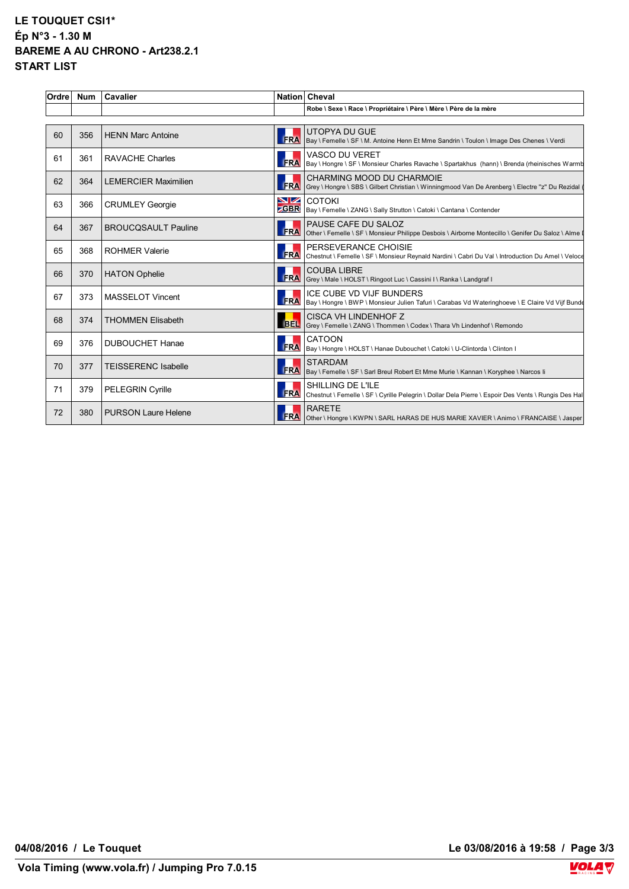**LE TOUQUET CSI1***
**Ép N°3 - 1.30 M**
**BAREME A AU CHRONO - Art238.2.1**
**START LIST**

| Ordre | Num | Cavalier | Nation | Cheval |
|---|---|---|---|---|
| | | | | Robe \ Sexe \ Race \ Propriétaire \ Père \ Mère \ Père de la mère |
| 60 | 356 | HENN Marc Antoine | FRA | UTOPYA DU GUE<br>Bay \ Femelle \ SF \ M. Antoine Henn Et Mme Sandrin \ Toulon \ Image Des Chenes \ Verdi |
| 61 | 361 | RAVACHE Charles | FRA | VASCO DU VERET<br>Bay \ Hongre \ SF \ Monsieur Charles Ravache \ Spartakhus (hann) \ Brenda (rheinisches Warmb |
| 62 | 364 | LEMERCIER Maximilien | FRA | CHARMING MOOD DU CHARMOIE<br>Grey \ Hongre \ SBS \ Gilbert Christian \ Winningmood Van De Arenberg \ Electre "z" Du Rezidal ( |
| 63 | 366 | CRUMLEY Georgie | GBR | COTOKI<br>Bay \ Femelle \ ZANG \ Sally Strutton \ Catoki \ Cantana \ Contender |
| 64 | 367 | BROUCQSAULT Pauline | FRA | PAUSE CAFE DU SALOZ<br>Other \ Femelle \ SF \ Monsieur Philippe Desbois \ Airborne Montecillo \ Genifer Du Saloz \ Alme I |
| 65 | 368 | ROHMER Valerie | FRA | PERSEVERANCE CHOISIE<br>Chestnut \ Femelle \ SF \ Monsieur Reynald Nardini \ Cabri Du Val \ Introduction Du Amel \ Veloce |
| 66 | 370 | HATON Ophelie | FRA | COUBA LIBRE<br>Grey \ Male \ HOLST \ Ringoot Luc \ Cassini I \ Ranka \ Landgraf I |
| 67 | 373 | MASSELOT Vincent | FRA | ICE CUBE VD VIJF BUNDERS<br>Bay \ Hongre \ BWP \ Monsieur Julien Tafuri \ Carabas Vd Wateringhoeve \ E Claire Vd Vijf Bunde |
| 68 | 374 | THOMMEN Elisabeth | BEL | CISCA VH LINDENHOF Z<br>Grey \ Femelle \ ZANG \ Thommen \ Codex \ Thara Vh Lindenhof \ Remondo |
| 69 | 376 | DUBOUCHET Hanae | FRA | CATOON<br>Bay \ Hongre \ HOLST \ Hanae Dubouchet \ Catoki \ U-Clintorda \ Clinton I |
| 70 | 377 | TEISSERENC Isabelle | FRA | STARDAM<br>Bay \ Femelle \ SF \ Sarl Breul Robert Et Mme Murie \ Kannan \ Koryphee \ Narcos Ii |
| 71 | 379 | PELEGRIN Cyrille | FRA | SHILLING DE L'ILE<br>Chestnut \ Femelle \ SF \ Cyrille Pelegrin \ Dollar Dela Pierre \ Espoir Des Vents \ Rungis Des Hal |
| 72 | 380 | PURSON Laure Helene | FRA | RARETE<br>Other \ Hongre \ KWPN \ SARL HARAS DE HUS MARIE XAVIER \ Animo \ FRANCAISE \ Jasper |

**04/08/2016 / Le Touquet** **Le 03/08/2016 à 19:58**

**Vola Timing (www.vola.fr) / Jumping Pro 7.0.15**